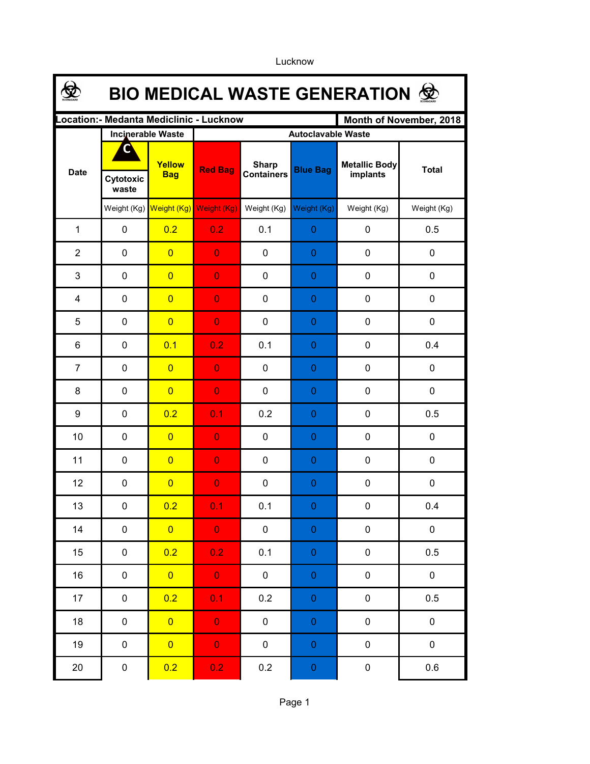Lucknow

# BIO MEDICAL WASTE GENERATION

**Location:- Medanta Mediclinic - Lucknow** | **Month of November, 2018**

| Date | Incinerable Waste | | Autoclavable Waste | | | | Total |
|---|---|---|---|---|---|---|---|
| | Cytotoxic waste | Yellow Bag | Red Bag | Sharp Containers | Blue Bag | Metallic Body implants | Total |
| | Weight (Kg) | Weight (Kg) | Weight (Kg) | Weight (Kg) | Weight (Kg) | Weight (Kg) | Weight (Kg) |
| 1 | 0 | 0.2 | 0.2 | 0.1 | 0 | 0 | 0.5 |
| 2 | 0 | 0 | 0 | 0 | 0 | 0 | 0 |
| 3 | 0 | 0 | 0 | 0 | 0 | 0 | 0 |
| 4 | 0 | 0 | 0 | 0 | 0 | 0 | 0 |
| 5 | 0 | 0 | 0 | 0 | 0 | 0 | 0 |
| 6 | 0 | 0.1 | 0.2 | 0.1 | 0 | 0 | 0.4 |
| 7 | 0 | 0 | 0 | 0 | 0 | 0 | 0 |
| 8 | 0 | 0 | 0 | 0 | 0 | 0 | 0 |
| 9 | 0 | 0.2 | 0.1 | 0.2 | 0 | 0 | 0.5 |
| 10 | 0 | 0 | 0 | 0 | 0 | 0 | 0 |
| 11 | 0 | 0 | 0 | 0 | 0 | 0 | 0 |
| 12 | 0 | 0 | 0 | 0 | 0 | 0 | 0 |
| 13 | 0 | 0.2 | 0.1 | 0.1 | 0 | 0 | 0.4 |
| 14 | 0 | 0 | 0 | 0 | 0 | 0 | 0 |
| 15 | 0 | 0.2 | 0.2 | 0.1 | 0 | 0 | 0.5 |
| 16 | 0 | 0 | 0 | 0 | 0 | 0 | 0 |
| 17 | 0 | 0.2 | 0.1 | 0.2 | 0 | 0 | 0.5 |
| 18 | 0 | 0 | 0 | 0 | 0 | 0 | 0 |
| 19 | 0 | 0 | 0 | 0 | 0 | 0 | 0 |
| 20 | 0 | 0.2 | 0.2 | 0.2 | 0 | 0 | 0.6 |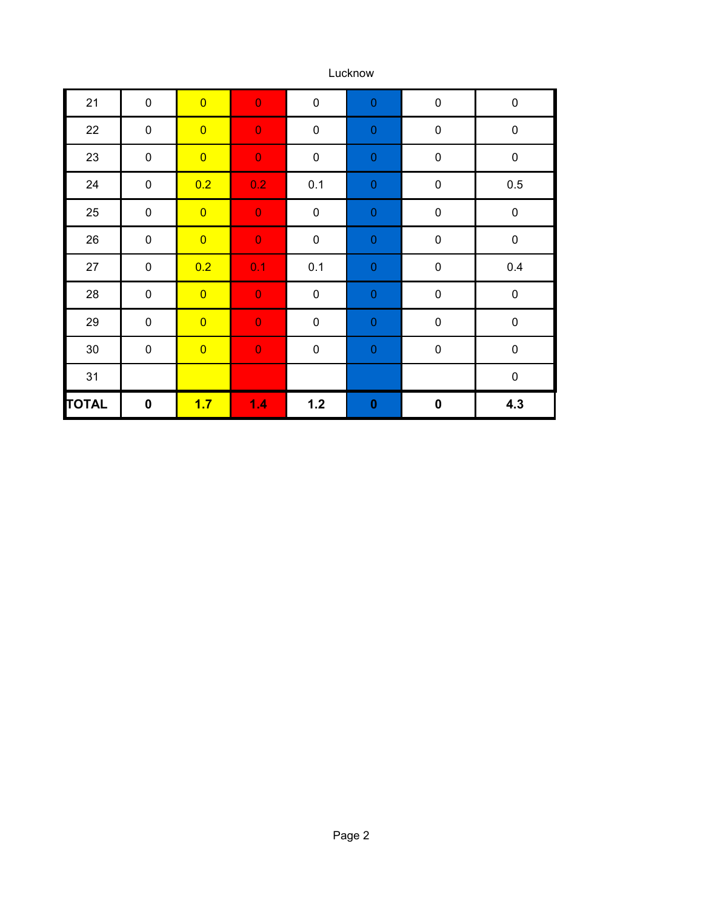Lucknow

| | | | | | | | |
|---|---|---|---|---|---|---|---|
| 21 | 0 | 0 | 0 | 0 | 0 | 0 | 0 |
| 22 | 0 | 0 | 0 | 0 | 0 | 0 | 0 |
| 23 | 0 | 0 | 0 | 0 | 0 | 0 | 0 |
| 24 | 0 | 0.2 | 0.2 | 0.1 | 0 | 0 | 0.5 |
| 25 | 0 | 0 | 0 | 0 | 0 | 0 | 0 |
| 26 | 0 | 0 | 0 | 0 | 0 | 0 | 0 |
| 27 | 0 | 0.2 | 0.1 | 0.1 | 0 | 0 | 0.4 |
| 28 | 0 | 0 | 0 | 0 | 0 | 0 | 0 |
| 29 | 0 | 0 | 0 | 0 | 0 | 0 | 0 |
| 30 | 0 | 0 | 0 | 0 | 0 | 0 | 0 |
| 31 | | | | | | | 0 |
| **TOTAL** | **0** | **1.7** | **1.4** | **1.2** | **0** | **0** | **4.3** |